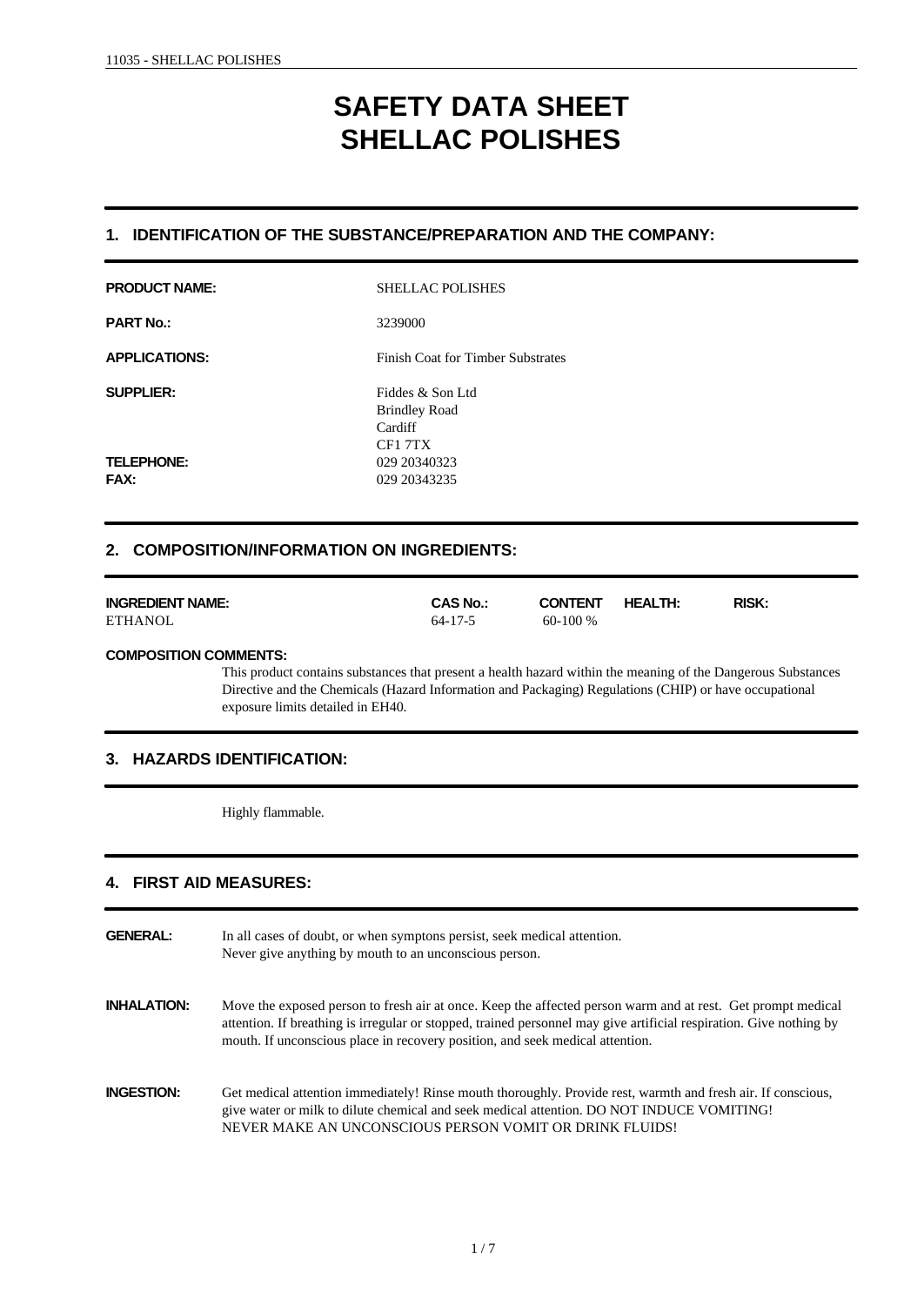# SAFETY DATA SHEET
# SHELLAC POLISHES

## 1. IDENTIFICATION OF THE SUBSTANCE/PREPARATION AND THE COMPANY:

**PRODUCT NAME:** SHELLAC POLISHES

**PART No.:** 3239000

**APPLICATIONS:** Finish Coat for Timber Substrates

**SUPPLIER:** Fiddes & Son Ltd
Brindley Road
Cardiff
CF1 7TX

**TELEPHONE:** 029 20340323

**FAX:** 029 20343235

## 2. COMPOSITION/INFORMATION ON INGREDIENTS:

| INGREDIENT NAME: | CAS No.: | CONTENT | HEALTH: | RISK: |
|---|---|---|---|---|
| ETHANOL | 64-17-5 | 60-100 % | | |

**COMPOSITION COMMENTS:**

This product contains substances that present a health hazard within the meaning of the Dangerous Substances Directive and the Chemicals (Hazard Information and Packaging) Regulations (CHIP) or have occupational exposure limits detailed in EH40.

## 3. HAZARDS IDENTIFICATION:

Highly flammable.

## 4. FIRST AID MEASURES:

**GENERAL:** In all cases of doubt, or when symptons persist, seek medical attention.
Never give anything by mouth to an unconscious person.

**INHALATION:** Move the exposed person to fresh air at once. Keep the affected person warm and at rest. Get prompt medical attention. If breathing is irregular or stopped, trained personnel may give artificial respiration. Give nothing by mouth. If unconscious place in recovery position, and seek medical attention.

**INGESTION:** Get medical attention immediately! Rinse mouth thoroughly. Provide rest, warmth and fresh air. If conscious, give water or milk to dilute chemical and seek medical attention. DO NOT INDUCE VOMITING!
NEVER MAKE AN UNCONSCIOUS PERSON VOMIT OR DRINK FLUIDS!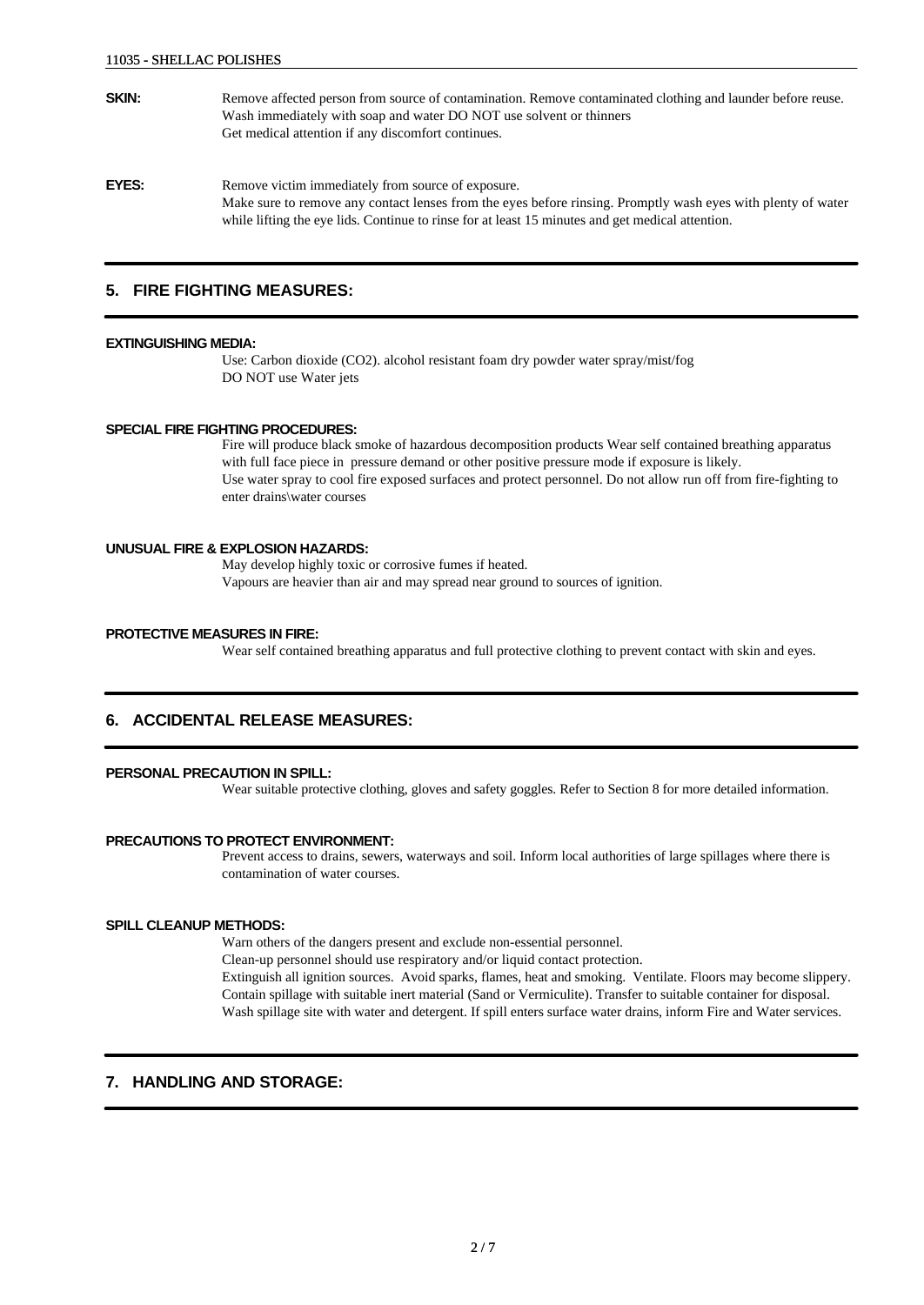**SKIN:** Remove affected person from source of contamination. Remove contaminated clothing and launder before reuse. Wash immediately with soap and water DO NOT use solvent or thinners
Get medical attention if any discomfort continues.

**EYES:** Remove victim immediately from source of exposure.
Make sure to remove any contact lenses from the eyes before rinsing. Promptly wash eyes with plenty of water while lifting the eye lids. Continue to rinse for at least 15 minutes and get medical attention.

## 5. FIRE FIGHTING MEASURES:

**EXTINGUISHING MEDIA:**

Use: Carbon dioxide ($CO_2$). alcohol resistant foam dry powder water spray/mist/fog
DO NOT use Water jets

**SPECIAL FIRE FIGHTING PROCEDURES:**

Fire will produce black smoke of hazardous decomposition products Wear self contained breathing apparatus with full face piece in pressure demand or other positive pressure mode if exposure is likely.
Use water spray to cool fire exposed surfaces and protect personnel. Do not allow run off from fire-fighting to enter drains\water courses

**UNUSUAL FIRE & EXPLOSION HAZARDS:**

May develop highly toxic or corrosive fumes if heated.
Vapours are heavier than air and may spread near ground to sources of ignition.

**PROTECTIVE MEASURES IN FIRE:**

Wear self contained breathing apparatus and full protective clothing to prevent contact with skin and eyes.

## 6. ACCIDENTAL RELEASE MEASURES:

**PERSONAL PRECAUTION IN SPILL:**

Wear suitable protective clothing, gloves and safety goggles. Refer to Section 8 for more detailed information.

**PRECAUTIONS TO PROTECT ENVIRONMENT:**

Prevent access to drains, sewers, waterways and soil. Inform local authorities of large spillages where there is contamination of water courses.

**SPILL CLEANUP METHODS:**

Warn others of the dangers present and exclude non-essential personnel.
Clean-up personnel should use respiratory and/or liquid contact protection.
Extinguish all ignition sources. Avoid sparks, flames, heat and smoking. Ventilate. Floors may become slippery.
Contain spillage with suitable inert material (Sand or Vermiculite). Transfer to suitable container for disposal.
Wash spillage site with water and detergent. If spill enters surface water drains, inform Fire and Water services.

## 7. HANDLING AND STORAGE: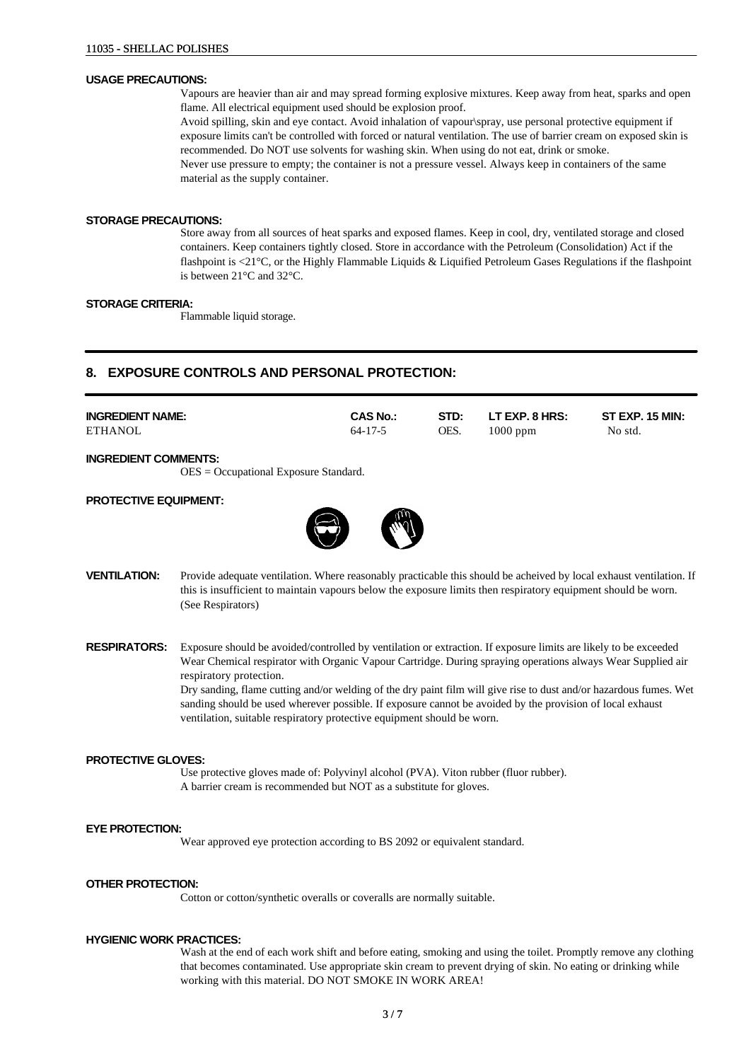**USAGE PRECAUTIONS:**

Vapours are heavier than air and may spread forming explosive mixtures. Keep away from heat, sparks and open flame. All electrical equipment used should be explosion proof.
Avoid spilling, skin and eye contact. Avoid inhalation of vapour\spray, use personal protective equipment if exposure limits can't be controlled with forced or natural ventilation. The use of barrier cream on exposed skin is recommended. Do NOT use solvents for washing skin. When using do not eat, drink or smoke.
Never use pressure to empty; the container is not a pressure vessel. Always keep in containers of the same material as the supply container.

**STORAGE PRECAUTIONS:**

Store away from all sources of heat sparks and exposed flames. Keep in cool, dry, ventilated storage and closed containers. Keep containers tightly closed. Store in accordance with the Petroleum (Consolidation) Act if the flashpoint is <21°C, or the Highly Flammable Liquids & Liquified Petroleum Gases Regulations if the flashpoint is between 21°C and 32°C.

**STORAGE CRITERIA:**

Flammable liquid storage.

## 8. EXPOSURE CONTROLS AND PERSONAL PROTECTION:

| INGREDIENT NAME: | CAS No.: | STD: | LT EXP. 8 HRS: | ST EXP. 15 MIN: |
|---|---|---|---|---|
| ETHANOL | 64-17-5 | OES. | 1000 ppm | No std. |

**INGREDIENT COMMENTS:**

OES = Occupational Exposure Standard.

**PROTECTIVE EQUIPMENT:**

**VENTILATION:** Provide adequate ventilation. Where reasonably practicable this should be acheived by local exhaust ventilation. If this is insufficient to maintain vapours below the exposure limits then respiratory equipment should be worn. (See Respirators)

**RESPIRATORS:** Exposure should be avoided/controlled by ventilation or extraction. If exposure limits are likely to be exceeded Wear Chemical respirator with Organic Vapour Cartridge. During spraying operations always Wear Supplied air respiratory protection.
Dry sanding, flame cutting and/or welding of the dry paint film will give rise to dust and/or hazardous fumes. Wet sanding should be used wherever possible. If exposure cannot be avoided by the provision of local exhaust ventilation, suitable respiratory protective equipment should be worn.

**PROTECTIVE GLOVES:**

Use protective gloves made of: Polyvinyl alcohol (PVA). Viton rubber (fluor rubber).
A barrier cream is recommended but NOT as a substitute for gloves.

**EYE PROTECTION:**

Wear approved eye protection according to BS 2092 or equivalent standard.

**OTHER PROTECTION:**

Cotton or cotton/synthetic overalls or coveralls are normally suitable.

**HYGIENIC WORK PRACTICES:**

Wash at the end of each work shift and before eating, smoking and using the toilet. Promptly remove any clothing that becomes contaminated. Use appropriate skin cream to prevent drying of skin. No eating or drinking while working with this material. DO NOT SMOKE IN WORK AREA!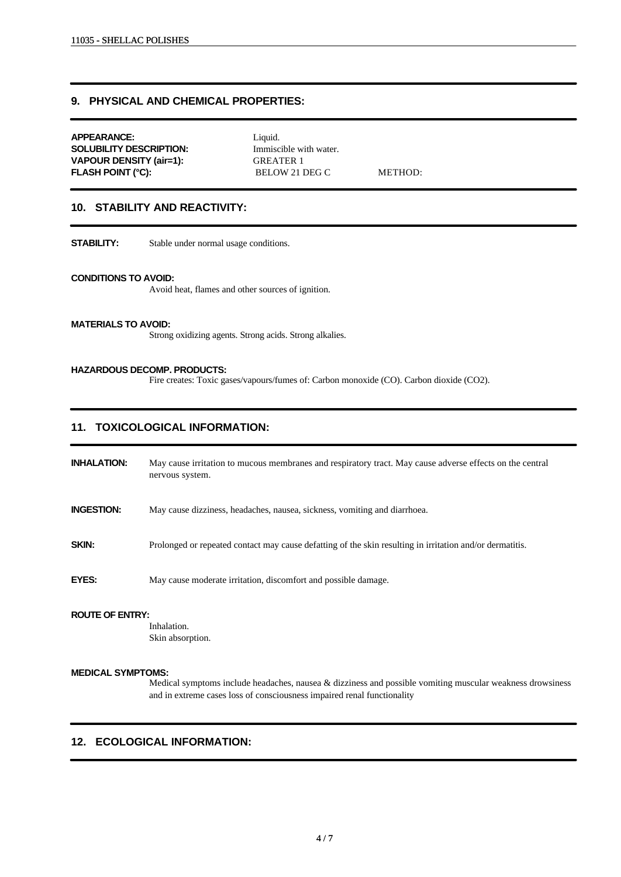## 9. PHYSICAL AND CHEMICAL PROPERTIES:

**APPEARANCE:** Liquid.
**SOLUBILITY DESCRIPTION:** Immiscible with water.
**VAPOUR DENSITY (air=1):** GREATER 1
**FLASH POINT (°C):** BELOW 21 DEG C METHOD:

## 10. STABILITY AND REACTIVITY:

**STABILITY:** Stable under normal usage conditions.

**CONDITIONS TO AVOID:**
Avoid heat, flames and other sources of ignition.

**MATERIALS TO AVOID:**
Strong oxidizing agents. Strong acids. Strong alkalies.

**HAZARDOUS DECOMP. PRODUCTS:**
Fire creates: Toxic gases/vapours/fumes of: Carbon monoxide (CO). Carbon dioxide ($CO_2$).

## 11. TOXICOLOGICAL INFORMATION:

**INHALATION:** May cause irritation to mucous membranes and respiratory tract. May cause adverse effects on the central nervous system.

**INGESTION:** May cause dizziness, headaches, nausea, sickness, vomiting and diarrhoea.

**SKIN:** Prolonged or repeated contact may cause defatting of the skin resulting in irritation and/or dermatitis.

**EYES:** May cause moderate irritation, discomfort and possible damage.

**ROUTE OF ENTRY:**
Inhalation.
Skin absorption.

**MEDICAL SYMPTOMS:**
Medical symptoms include headaches, nausea & dizziness and possible vomiting muscular weakness drowsiness and in extreme cases loss of consciousness impaired renal functionality

## 12. ECOLOGICAL INFORMATION: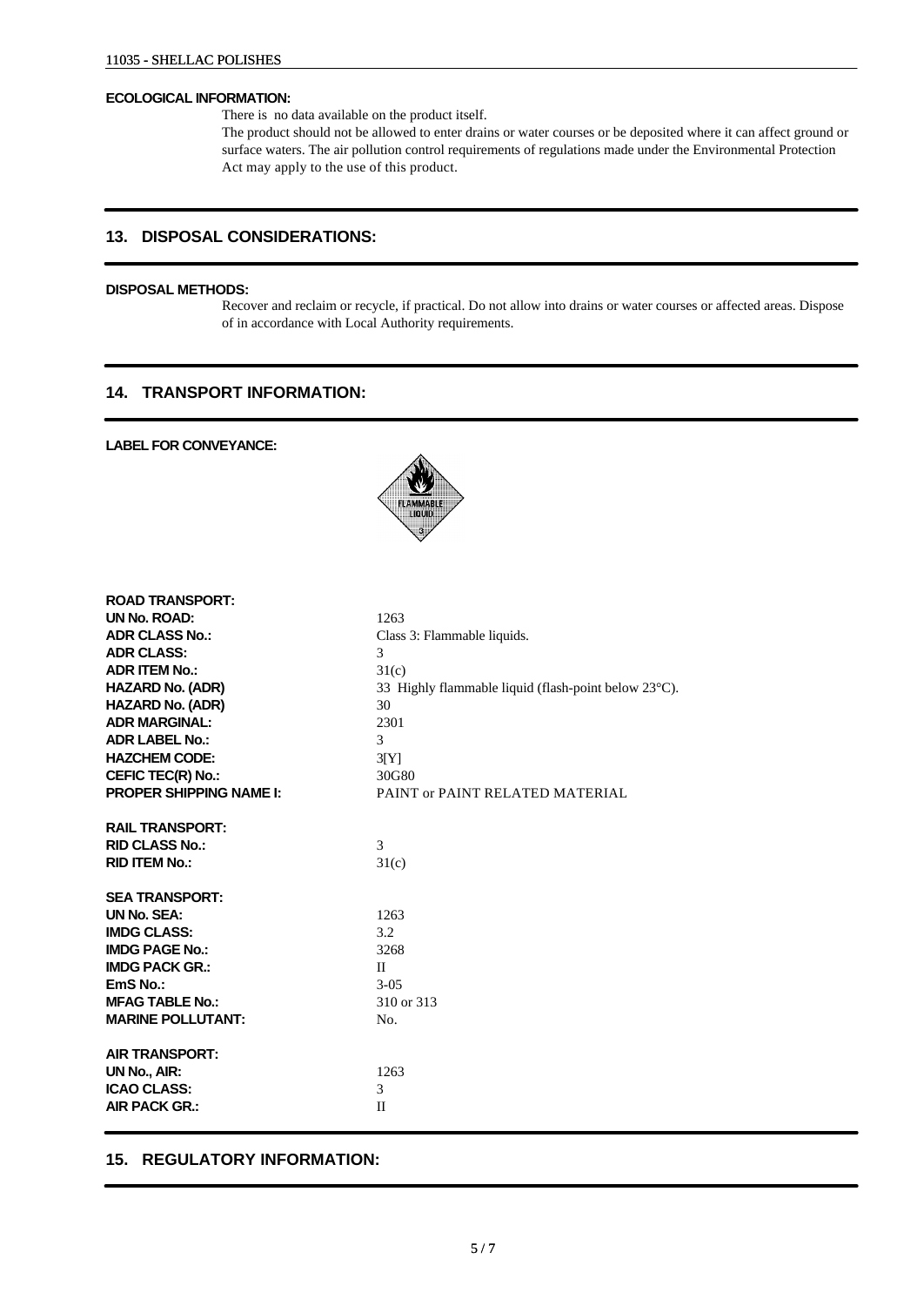**ECOLOGICAL INFORMATION:**

There is no data available on the product itself.
The product should not be allowed to enter drains or water courses or be deposited where it can affect ground or surface waters. The air pollution control requirements of regulations made under the Environmental Protection Act may apply to the use of this product.

## 13. DISPOSAL CONSIDERATIONS:

**DISPOSAL METHODS:**

Recover and reclaim or recycle, if practical. Do not allow into drains or water courses or affected areas. Dispose of in accordance with Local Authority requirements.

## 14. TRANSPORT INFORMATION:

**LABEL FOR CONVEYANCE:**

**ROAD TRANSPORT:**

| | |
|---|---|
| **UN No. ROAD:** | 1263 |
| **ADR CLASS No.:** | Class 3: Flammable liquids. |
| **ADR CLASS:** | 3 |
| **ADR ITEM No.:** | 31(c) |
| **HAZARD No. (ADR)** | 33 Highly flammable liquid (flash-point below 23°C). |
| **HAZARD No. (ADR)** | 30 |
| **ADR MARGINAL:** | 2301 |
| **ADR LABEL No.:** | 3 |
| **HAZCHEM CODE:** | 3[Y] |
| **CEFIC TEC(R) No.:** | 30G80 |
| **PROPER SHIPPING NAME I:** | PAINT or PAINT RELATED MATERIAL |

**RAIL TRANSPORT:**

| | |
|---|---|
| **RID CLASS No.:** | 3 |
| **RID ITEM No.:** | 31(c) |

**SEA TRANSPORT:**

| | |
|---|---|
| **UN No. SEA:** | 1263 |
| **IMDG CLASS:** | 3.2 |
| **IMDG PAGE No.:** | 3268 |
| **IMDG PACK GR.:** | II |
| **EmS No.:** | 3-05 |
| **MFAG TABLE No.:** | 310 or 313 |
| **MARINE POLLUTANT:** | No. |

**AIR TRANSPORT:**

| | |
|---|---|
| **UN No., AIR:** | 1263 |
| **ICAO CLASS:** | 3 |
| **AIR PACK GR.:** | II |

## 15. REGULATORY INFORMATION: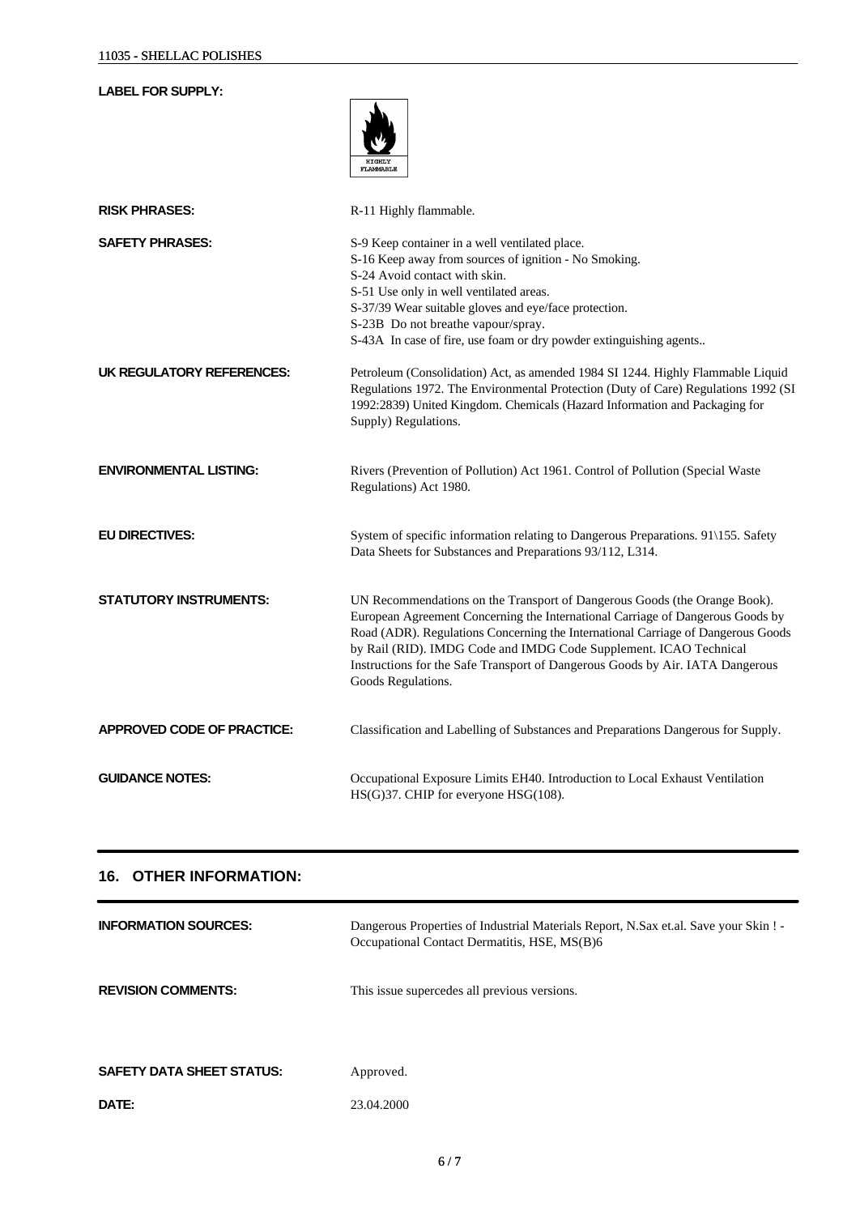**LABEL FOR SUPPLY:**

HIGHLY FLAMMABLE

**RISK PHRASES:** R-11 Highly flammable.

**SAFETY PHRASES:**
S-9 Keep container in a well ventilated place.
S-16 Keep away from sources of ignition - No Smoking.
S-24 Avoid contact with skin.
S-51 Use only in well ventilated areas.
S-37/39 Wear suitable gloves and eye/face protection.
S-23B Do not breathe vapour/spray.
S-43A In case of fire, use foam or dry powder extinguishing agents..

**UK REGULATORY REFERENCES:** Petroleum (Consolidation) Act, as amended 1984 SI 1244. Highly Flammable Liquid Regulations 1972. The Environmental Protection (Duty of Care) Regulations 1992 (SI 1992:2839) United Kingdom. Chemicals (Hazard Information and Packaging for Supply) Regulations.

**ENVIRONMENTAL LISTING:** Rivers (Prevention of Pollution) Act 1961. Control of Pollution (Special Waste Regulations) Act 1980.

**EU DIRECTIVES:** System of specific information relating to Dangerous Preparations. 91\155. Safety Data Sheets for Substances and Preparations 93/112, L314.

**STATUTORY INSTRUMENTS:** UN Recommendations on the Transport of Dangerous Goods (the Orange Book). European Agreement Concerning the International Carriage of Dangerous Goods by Road (ADR). Regulations Concerning the International Carriage of Dangerous Goods by Rail (RID). IMDG Code and IMDG Code Supplement. ICAO Technical Instructions for the Safe Transport of Dangerous Goods by Air. IATA Dangerous Goods Regulations.

**APPROVED CODE OF PRACTICE:** Classification and Labelling of Substances and Preparations Dangerous for Supply.

**GUIDANCE NOTES:** Occupational Exposure Limits EH40. Introduction to Local Exhaust Ventilation HS(G)37. CHIP for everyone HSG(108).

## 16. OTHER INFORMATION:

**INFORMATION SOURCES:** Dangerous Properties of Industrial Materials Report, N.Sax et.al. Save your Skin ! - Occupational Contact Dermatitis, HSE, MS(B)6

**REVISION COMMENTS:** This issue supercedes all previous versions.

**SAFETY DATA SHEET STATUS:** Approved.

**DATE:** 23.04.2000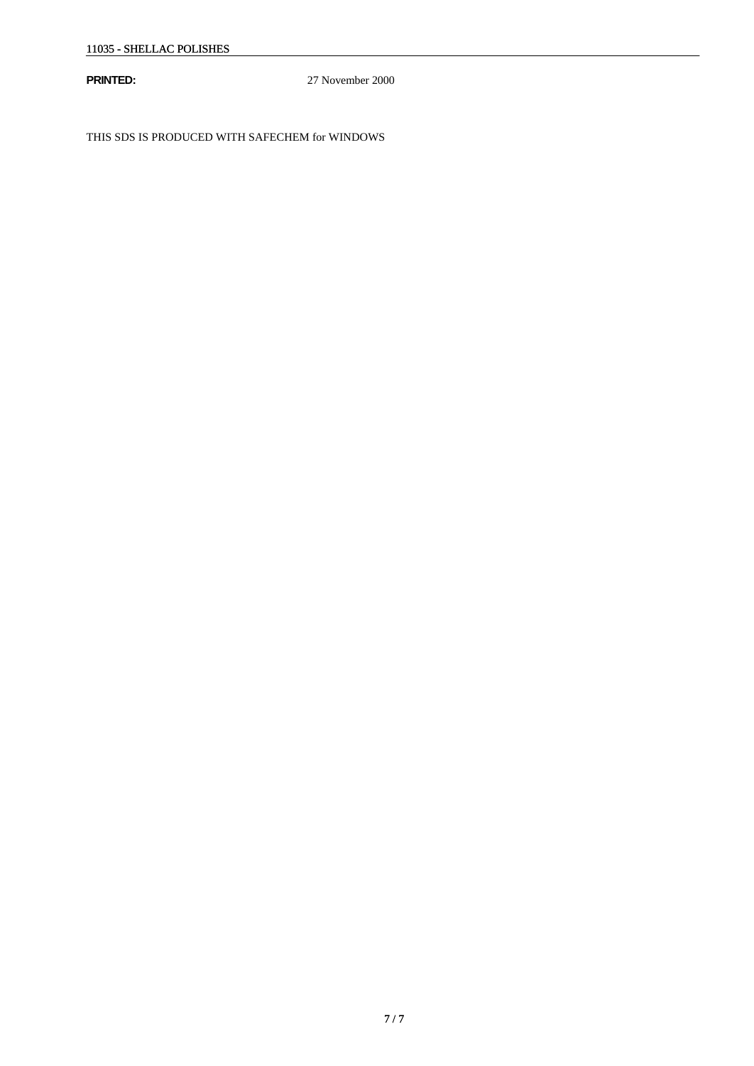**PRINTED:** 27 November 2000

THIS SDS IS PRODUCED WITH SAFECHEM for WINDOWS